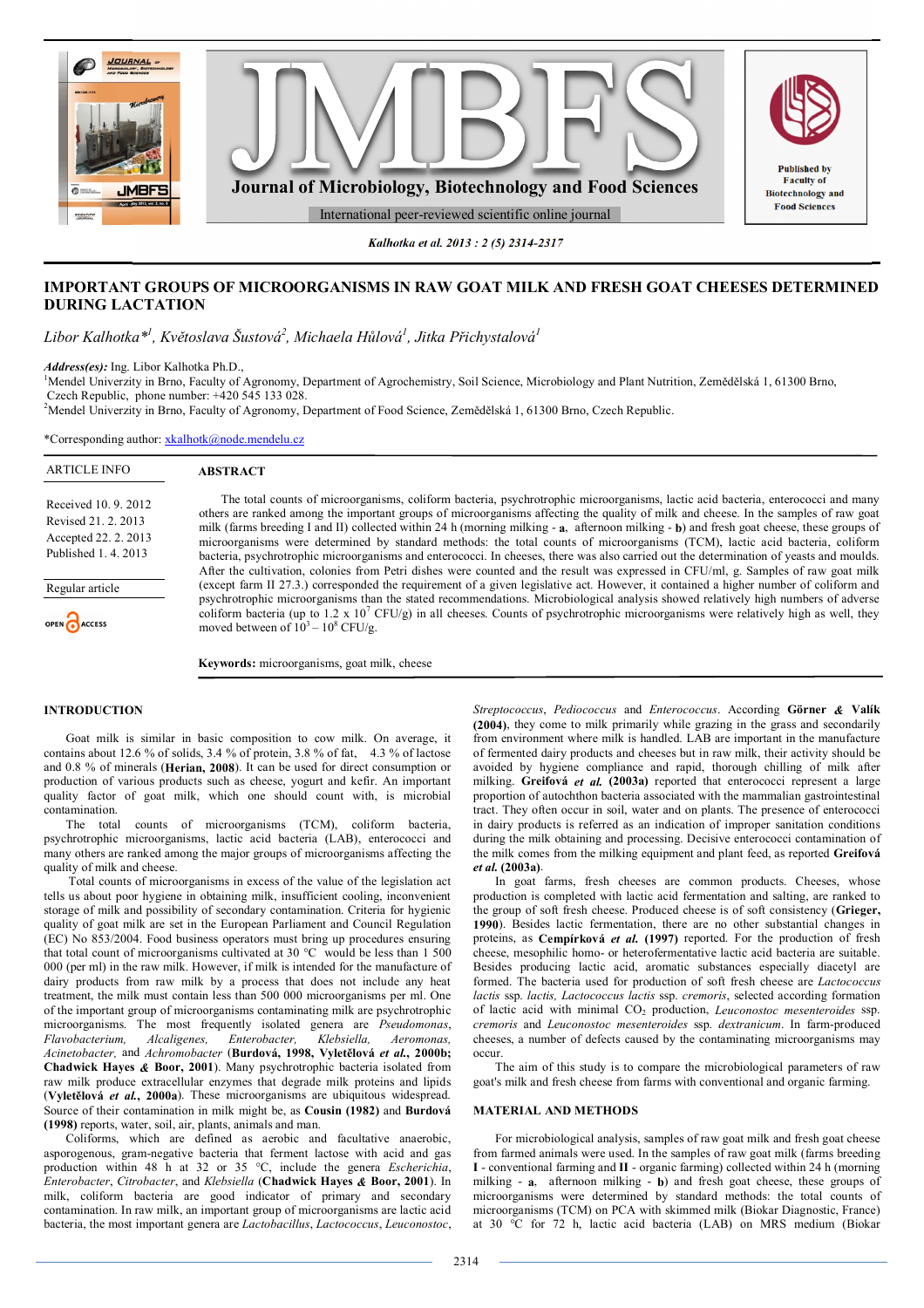# IMPORTANT GROUPS OF MICROORGANISMS IN RAW GOAT MILK AND FRESH GOAT CHEESES DETERMINED DURING LACTATION

*Libor Kalhotka*[*1], Květoslava Šustová[2], Michaela Hůlová[1], Jitka Přichystalová[1]*

***Address(es):*** Ing. Libor Kalhotka Ph.D.,
[1]Mendel Univerzity in Brno, Faculty of Agronomy, Department of Agrochemistry, Soil Science, Microbiology and Plant Nutrition, Zemědělská 1, 61300 Brno, Czech Republic, phone number: +420 545 133 028.
[2]Mendel Univerzity in Brno, Faculty of Agronomy, Department of Food Science, Zemědělská 1, 61300 Brno, Czech Republic.

*Corresponding author: xkalhotk@node.mendelu.cz

**ARTICLE INFO**

Received 10. 9. 2012
Revised 21. 2. 2013
Accepted 22. 2. 2013
Published 1. 4. 2013

Regular article

OPEN ACCESS

## ABSTRACT

The total counts of microorganisms, coliform bacteria, psychrotrophic microorganisms, lactic acid bacteria, enterococci and many others are ranked among the important groups of microorganisms affecting the quality of milk and cheese. In the samples of raw goat milk (farms breeding I and II) collected within 24 h (morning milking - **a**, afternoon milking - **b**) and fresh goat cheese, these groups of microorganisms were determined by standard methods: the total counts of microorganisms (TCM), lactic acid bacteria, coliform bacteria, psychrotrophic microorganisms and enterococci. In cheeses, there was also carried out the determination of yeasts and moulds. After the cultivation, colonies from Petri dishes were counted and the result was expressed in CFU/ml, g. Samples of raw goat milk (except farm II 27.3.) corresponded the requirement of a given legislative act. However, it contained a higher number of coliform and psychrotrophic microorganisms than the stated recommendations. Microbiological analysis showed relatively high numbers of adverse coliform bacteria (up to 1.2 x $10^7$ CFU/g) in all cheeses. Counts of psychrotrophic microorganisms were relatively high as well, they moved between of $10^3$ – $10^8$ CFU/g.

**Keywords:** microorganisms, goat milk, cheese

## INTRODUCTION

Goat milk is similar in basic composition to cow milk. On average, it contains about 12.6 % of solids, 3.4 % of protein, 3.8 % of fat, 4.3 % of lactose and 0.8 % of minerals (**Herian, 2008**). It can be used for direct consumption or production of various products such as cheese, yogurt and kefir. An important quality factor of goat milk, which one should count with, is microbial contamination.

The total counts of microorganisms (TCM), coliform bacteria, psychrotrophic microorganisms, lactic acid bacteria (LAB), enterococci and many others are ranked among the major groups of microorganisms affecting the quality of milk and cheese.

Total counts of microorganisms in excess of the value of the legislation act tells us about poor hygiene in obtaining milk, insufficient cooling, inconvenient storage of milk and possibility of secondary contamination. Criteria for hygienic quality of goat milk are set in the European Parliament and Council Regulation (EC) No 853/2004. Food business operators must bring up procedures ensuring that total count of microorganisms cultivated at 30 °C would be less than 1 500 000 (per ml) in the raw milk. However, if milk is intended for the manufacture of dairy products from raw milk by a process that does not include any heat treatment, the milk must contain less than 500 000 microorganisms per ml. One of the important group of microorganisms contaminating milk are psychrotrophic microorganisms. The most frequently isolated genera are *Pseudomonas*, *Flavobacterium*, *Alcaligenes*, *Enterobacter*, *Klebsiella*, *Aeromonas*, *Acinetobacter*, and *Achromobacter* (**Burdová, 1998, Vyletělová *et al.*, 2000b; Chadwick Hayes & Boor, 2001**). Many psychrotrophic bacteria isolated from raw milk produce extracellular enzymes that degrade milk proteins and lipids (**Vyletělová *et al.*, 2000a**). These microorganisms are ubiquitous widespread. Source of their contamination in milk might be, as **Cousin (1982)** and **Burdová (1998)** reports, water, soil, air, plants, animals and man.

Coliforms, which are defined as aerobic and facultative anaerobic, asporogenous, gram-negative bacteria that ferment lactose with acid and gas production within 48 h at 32 or 35 °C, include the genera *Escherichia*, *Enterobacter*, *Citrobacter*, and *Klebsiella* (**Chadwick Hayes & Boor, 2001**). In milk, coliform bacteria are good indicator of primary and secondary contamination. In raw milk, an important group of microorganisms are lactic acid bacteria, the most important genera are *Lactobacillus*, *Lactococcus*, *Leuconostoc*, *Streptococcus*, *Pediococcus* and *Enterococcus*. According **Görner & Valík (2004)**, they come to milk primarily while grazing in the grass and secondarily from environment where milk is handled. LAB are important in the manufacture of fermented dairy products and cheeses but in raw milk, their activity should be avoided by hygiene compliance and rapid, thorough chilling of milk after milking. **Greifová *et al.* (2003a)** reported that enterococci represent a large proportion of autochthon bacteria associated with the mammalian gastrointestinal tract. They often occur in soil, water and on plants. The presence of enterococci in dairy products is referred as an indication of improper sanitation conditions during the milk obtaining and processing. Decisive enterococci contamination of the milk comes from the milking equipment and plant feed, as reported **Greifová *et al.* (2003a)**.

In goat farms, fresh cheeses are common products. Cheeses, whose production is completed with lactic acid fermentation and salting, are ranked to the group of soft fresh cheese. Produced cheese is of soft consistency (**Grieger, 1990**). Besides lactic fermentation, there are no other substantial changes in proteins, as **Cempírková *et al.* (1997)** reported. For the production of fresh cheese, mesophilic homo- or heterofermentative lactic acid bacteria are suitable. Besides producing lactic acid, aromatic substances especially diacetyl are formed. The bacteria used for production of soft fresh cheese are *Lactococcus lactis* ssp. *lactis*, *Lactococcus lactis* ssp. *cremoris*, selected according formation of lactic acid with minimal $CO_2$ production, *Leuconostoc mesenteroides* ssp. *cremoris* and *Leuconostoc mesenteroides* ssp. *dextranicum*. In farm-produced cheeses, a number of defects caused by the contaminating microorganisms may occur.

The aim of this study is to compare the microbiological parameters of raw goat's milk and fresh cheese from farms with conventional and organic farming.

## MATERIAL AND METHODS

For microbiological analysis, samples of raw goat milk and fresh goat cheese from farmed animals were used. In the samples of raw goat milk (farms breeding **I** - conventional farming and **II** - organic farming) collected within 24 h (morning milking - **a**, afternoon milking - **b**) and fresh goat cheese, these groups of microorganisms were determined by standard methods: the total counts of microorganisms (TCM) on PCA with skimmed milk (Biokar Diagnostic, France) at 30 °C for 72 h, lactic acid bacteria (LAB) on MRS medium (Biokar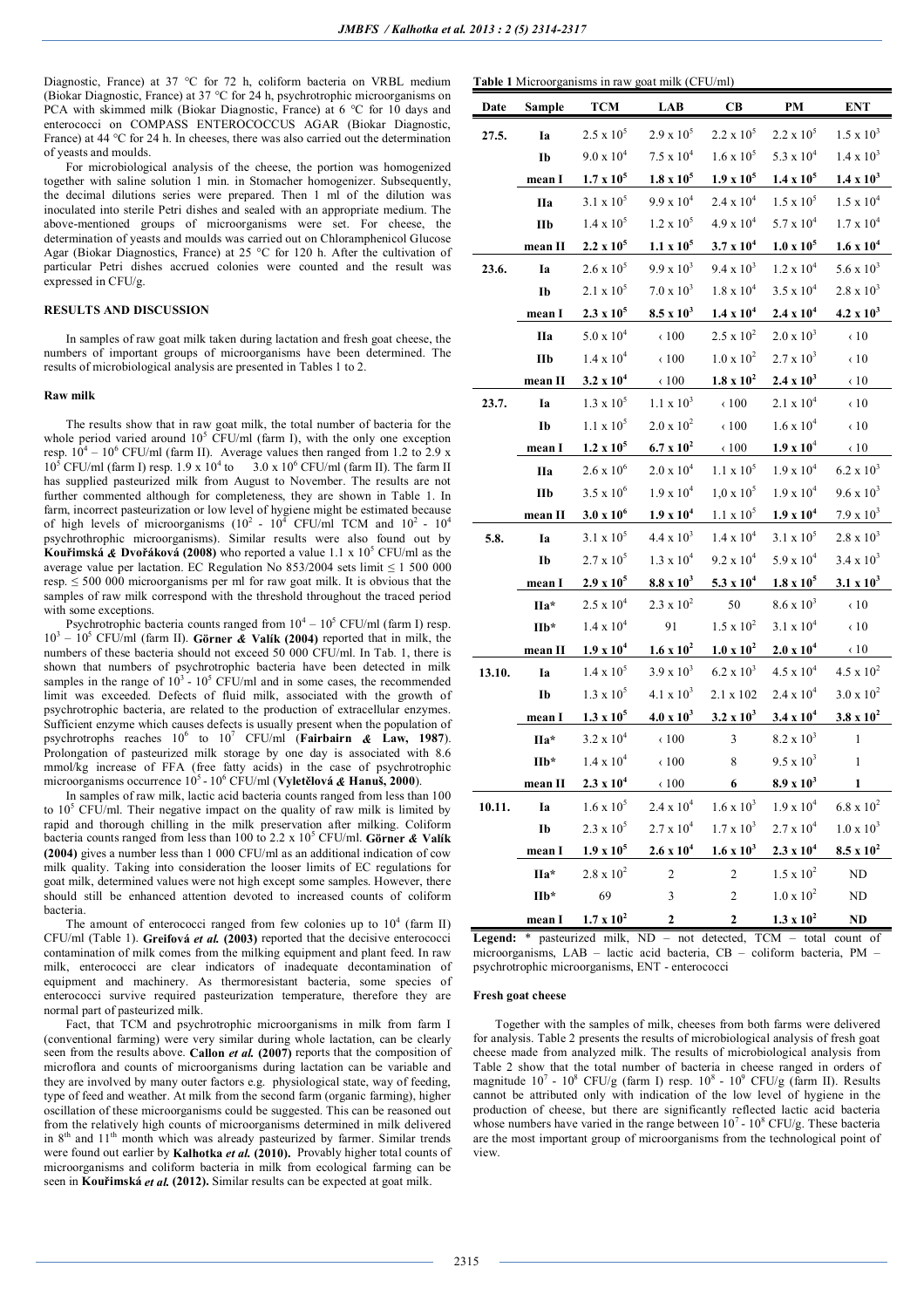Diagnostic, France) at 37 °C for 72 h, coliform bacteria on VRBL medium (Biokar Diagnostic, France) at 37 °C for 24 h, psychrotrophic microorganisms on PCA with skimmed milk (Biokar Diagnostic, France) at 6 °C for 10 days and enterococci on COMPASS ENTEROCOCCUS AGAR (Biokar Diagnostic, France) at 44 °C for 24 h. In cheeses, there was also carried out the determination of yeasts and moulds.

For microbiological analysis of the cheese, the portion was homogenized together with saline solution 1 min. in Stomacher homogenizer. Subsequently, the decimal dilutions series were prepared. Then 1 ml of the dilution was inoculated into sterile Petri dishes and sealed with an appropriate medium. The above-mentioned groups of microorganisms were set. For cheese, the determination of yeasts and moulds was carried out on Chloramphenicol Glucose Agar (Biokar Diagnostics, France) at 25 °C for 120 h. After the cultivation of particular Petri dishes accrued colonies were counted and the result was expressed in CFU/g.

## RESULTS AND DISCUSSION

In samples of raw goat milk taken during lactation and fresh goat cheese, the numbers of important groups of microorganisms have been determined. The results of microbiological analysis are presented in Tables 1 to 2.

### Raw milk

The results show that in raw goat milk, the total number of bacteria for the whole period varied around $10^5$ CFU/ml (farm I), with the only one exception resp. $10^4 - 10^6$ CFU/ml (farm II). Average values then ranged from 1.2 to 2.9 x $10^5$ CFU/ml (farm I) resp. 1.9 x $10^4$ to 3.0 x $10^6$ CFU/ml (farm II). The farm II has supplied pasteurized milk from August to November. The results are not further commented although for completeness, they are shown in Table 1. In farm, incorrect pasteurization or low level of hygiene might be estimated because of high levels of microorganisms ($10^2$ - $10^4$ CFU/ml TCM and $10^2$ - $10^4$ psychrothrophic microorganisms). Similar results were also found out by **Kouřimská & Dvořáková (2008)** who reported a value 1.1 x $10^5$ CFU/ml as the average value per lactation. EC Regulation No 853/2004 sets limit ≤ 1 500 000 resp. ≤ 500 000 microorganisms per ml for raw goat milk. It is obvious that the samples of raw milk correspond with the threshold throughout the traced period with some exceptions.

Psychrotrophic bacteria counts ranged from $10^4 - 10^5$ CFU/ml (farm I) resp. $10^3 - 10^5$ CFU/ml (farm II). **Görner & Valík (2004)** reported that in milk, the numbers of these bacteria should not exceed 50 000 CFU/ml. In Tab. 1, there is shown that numbers of psychrotrophic bacteria have been detected in milk samples in the range of $10^3$ - $10^5$ CFU/ml and in some cases, the recommended limit was exceeded. Defects of fluid milk, associated with the growth of psychrotrophic bacteria, are related to the production of extracellular enzymes. Sufficient enzyme which causes defects is usually present when the population of psychrotrophs reaches $10^6$ to $10^7$ CFU/ml (**Fairbairn & Law, 1987**). Prolongation of pasteurized milk storage by one day is associated with 8.6 mmol/kg increase of FFA (free fatty acids) in the case of psychrotrophic microorganisms occurrence $10^5$ - $10^6$ CFU/ml (**Vyletělová & Hanuš, 2000**).

In samples of raw milk, lactic acid bacteria counts ranged from less than 100 to $10^5$ CFU/ml. Their negative impact on the quality of raw milk is limited by rapid and thorough chilling in the milk preservation after milking. Coliform bacteria counts ranged from less than 100 to 2.2 x $10^5$ CFU/ml. **Görner & Valík (2004)** gives a number less than 1 000 CFU/ml as an additional indication of cow milk quality. Taking into consideration the looser limits of EC regulations for goat milk, determined values were not high except some samples. However, there should still be enhanced attention devoted to increased counts of coliform bacteria.

The amount of enterococci ranged from few colonies up to $10^4$ (farm II) CFU/ml (Table 1). **Greifová *et al.* (2003)** reported that the decisive enterococci contamination of milk comes from the milking equipment and plant feed. In raw milk, enterococci are clear indicators of inadequate decontamination of equipment and machinery. As thermoresistant bacteria, some species of enterococci survive required pasteurization temperature, therefore they are normal part of pasteurized milk.

Fact, that TCM and psychrotrophic microorganisms in milk from farm I (conventional farming) were very similar during whole lactation, can be clearly seen from the results above. **Callon *et al.* (2007)** reports that the composition of microflora and counts of microorganisms during lactation can be variable and they are involved by many outer factors e.g. physiological state, way of feeding, type of feed and weather. At milk from the second farm (organic farming), higher oscillation of these microorganisms could be suggested. This can be reasoned out from the relatively high counts of microorganisms determined in milk delivered in 8th and 11th month which was already pasteurized by farmer. Similar trends were found out earlier by **Kalhotka *et al.* (2010).** Provably higher total counts of microorganisms and coliform bacteria in milk from ecological farming can be seen in **Kouřimská *et al.* (2012).** Similar results can be expected at goat milk.

**Table 1** Microorganisms in raw goat milk (CFU/ml)

| Date | Sample | TCM | LAB | CB | PM | ENT |
|---|---|---|---|---|---|---|
| 27.5. | Ia | 2.5 x $10^5$ | 2.9 x $10^5$ | 2.2 x $10^5$ | 2.2 x $10^5$ | 1.5 x $10^3$ |
| | Ib | 9.0 x $10^4$ | 7.5 x $10^4$ | 1.6 x $10^5$ | 5.3 x $10^4$ | 1.4 x $10^3$ |
| | **mean I** | **1.7 x $10^5$** | **1.8 x $10^5$** | **1.9 x $10^5$** | **1.4 x $10^5$** | **1.4 x $10^3$** |
| | IIa | 3.1 x $10^5$ | 9.9 x $10^4$ | 2.4 x $10^4$ | 1.5 x $10^5$ | 1.5 x $10^4$ |
| | IIb | 1.4 x $10^5$ | 1.2 x $10^5$ | 4.9 x $10^4$ | 5.7 x $10^4$ | 1.7 x $10^4$ |
| | **mean II** | **2.2 x $10^5$** | **1.1 x $10^5$** | **3.7 x $10^4$** | **1.0 x $10^5$** | **1.6 x $10^4$** |
| 23.6. | Ia | 2.6 x $10^5$ | 9.9 x $10^3$ | 9.4 x $10^3$ | 1.2 x $10^4$ | 5.6 x $10^3$ |
| | Ib | 2.1 x $10^5$ | 7.0 x $10^3$ | 1.8 x $10^4$ | 3.5 x $10^4$ | 2.8 x $10^3$ |
| | **mean I** | **2.3 x $10^5$** | **8.5 x $10^3$** | **1.4 x $10^4$** | **2.4 x $10^4$** | **4.2 x $10^3$** |
| | IIa | 5.0 x $10^4$ | ‹ 100 | 2.5 x $10^2$ | 2.0 x $10^3$ | ‹ 10 |
| | IIb | 1.4 x $10^4$ | ‹ 100 | 1.0 x $10^2$ | 2.7 x $10^3$ | ‹ 10 |
| | **mean II** | **3.2 x $10^4$** | ‹ 100 | **1.8 x $10^2$** | **2.4 x $10^3$** | ‹ 10 |
| 23.7. | Ia | 1.3 x $10^5$ | 1.1 x $10^3$ | ‹ 100 | 2.1 x $10^4$ | ‹ 10 |
| | Ib | 1.1 x $10^5$ | 2.0 x $10^2$ | ‹ 100 | 1.6 x $10^4$ | ‹ 10 |
| | **mean I** | **1.2 x $10^5$** | **6.7 x $10^2$** | ‹ 100 | **1.9 x $10^4$** | ‹ 10 |
| | IIa | 2.6 x $10^6$ | 2.0 x $10^4$ | 1.1 x $10^5$ | 1.9 x $10^4$ | 6.2 x $10^3$ |
| | IIb | 3.5 x $10^6$ | 1.9 x $10^4$ | 1,0 x $10^5$ | 1.9 x $10^4$ | 9.6 x $10^3$ |
| | **mean II** | **3.0 x $10^6$** | **1.9 x $10^4$** | **1.1 x $10^5$** | **1.9 x $10^4$** | **7.9 x $10^3$** |
| 5.8. | Ia | 3.1 x $10^5$ | 4.4 x $10^3$ | 1.4 x $10^4$ | 3.1 x $10^5$ | 2.8 x $10^3$ |
| | Ib | 2.7 x $10^5$ | 1.3 x $10^4$ | 9.2 x $10^4$ | 5.9 x $10^4$ | 3.4 x $10^3$ |
| | **mean I** | **2.9 x $10^5$** | **8.8 x $10^3$** | **5.3 x $10^4$** | **1.8 x $10^5$** | **3.1 x $10^3$** |
| | IIa* | 2.5 x $10^4$ | 2.3 x $10^2$ | 50 | 8.6 x $10^3$ | ‹ 10 |
| | IIb* | 1.4 x $10^4$ | 91 | 1.5 x $10^2$ | 3.1 x $10^4$ | ‹ 10 |
| | **mean II** | **1.9 x $10^4$** | **1.6 x $10^2$** | **1.0 x $10^2$** | **2.0 x $10^4$** | ‹ 10 |
| 13.10. | Ia | 1.4 x $10^5$ | 3.9 x $10^3$ | 6.2 x $10^3$ | 4.5 x $10^4$ | 4.5 x $10^2$ |
| | Ib | 1.3 x $10^5$ | 4.1 x $10^3$ | 2.1 x 102 | 2.4 x $10^4$ | 3.0 x $10^2$ |
| | **mean I** | **1.3 x $10^5$** | **4.0 x $10^3$** | **3.2 x $10^3$** | **3.4 x $10^4$** | **3.8 x $10^2$** |
| | IIa* | 3.2 x $10^4$ | ‹ 100 | 3 | 8.2 x $10^3$ | 1 |
| | IIb* | 1.4 x $10^4$ | ‹ 100 | 8 | 9.5 x $10^3$ | 1 |
| | **mean II** | **2.3 x $10^4$** | ‹ 100 | **6** | **8.9 x $10^3$** | **1** |
| 10.11. | Ia | 1.6 x $10^5$ | 2.4 x $10^4$ | 1.6 x $10^3$ | 1.9 x $10^4$ | 6.8 x $10^2$ |
| | Ib | 2.3 x $10^5$ | 2.7 x $10^4$ | 1.7 x $10^3$ | 2.7 x $10^4$ | 1.0 x $10^3$ |
| | **mean I** | **1.9 x $10^5$** | **2.6 x $10^4$** | **1.6 x $10^3$** | **2.3 x $10^4$** | **8.5 x $10^2$** |
| | IIa* | 2.8 x $10^2$ | 2 | 2 | 1.5 x $10^2$ | ND |
| | IIb* | 69 | 3 | 2 | 1.0 x $10^2$ | ND |
| | **mean I** | **1.7 x $10^2$** | **2** | **2** | **1.3 x $10^2$** | **ND** |

**Legend:** * pasteurized milk, ND – not detected, TCM – total count of microorganisms, LAB – lactic acid bacteria, CB – coliform bacteria, PM – psychrotrophic microorganisms, ENT - enterococci

### Fresh goat cheese

Together with the samples of milk, cheeses from both farms were delivered for analysis. Table 2 presents the results of microbiological analysis of fresh goat cheese made from analyzed milk. The results of microbiological analysis from Table 2 show that the total number of bacteria in cheese ranged in orders of magnitude $10^7$ - $10^8$ CFU/g (farm I) resp. $10^8$ - $10^9$ CFU/g (farm II). Results cannot be attributed only with indication of the low level of hygiene in the production of cheese, but there are significantly reflected lactic acid bacteria whose numbers have varied in the range between $10^7$ - $10^8$ CFU/g. These bacteria are the most important group of microorganisms from the technological point of view.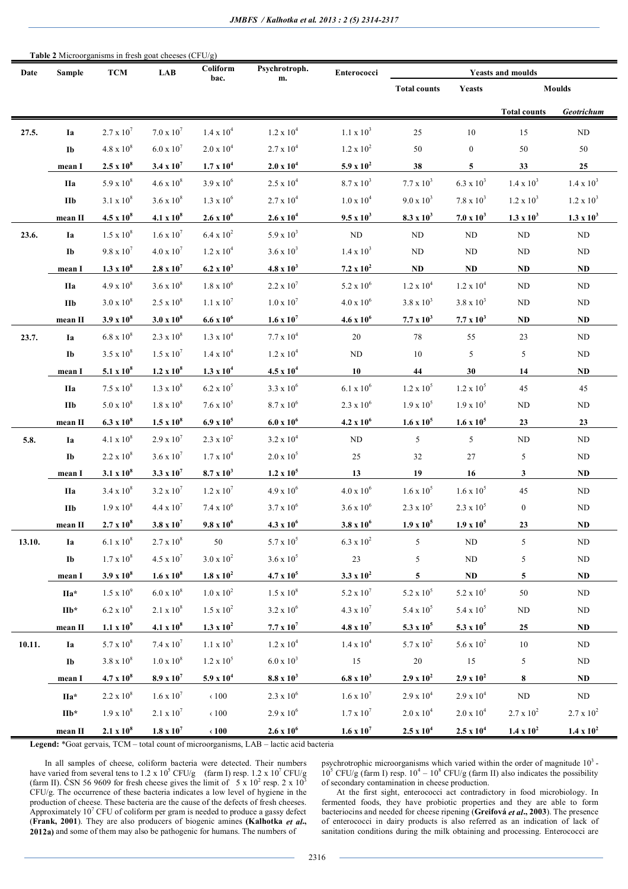**Table 2** Microorganisms in fresh goat cheeses (CFU/g)

| Date | Sample | TCM | LAB | Coliform bac. | Psychrotroph. m. | Enterococci | Yeasts and moulds | | | |
|---|---|---|---|---|---|---|---|---|---|---|
| | | | | | | | Total counts | Yeasts | Moulds | |
| | | | | | | | | | Total counts | *Geotrichum* |
| 27.5. | Ia | $2.7 \times 10^7$ | $7.0 \times 10^7$ | $1.4 \times 10^4$ | $1.2 \times 10^4$ | $1.1 \times 10^3$ | 25 | 10 | 15 | ND |
| | Ib | $4.8 \times 10^8$ | $6.0 \times 10^7$ | $2.0 \times 10^4$ | $2.7 \times 10^4$ | $1.2 \times 10^2$ | 50 | 0 | 50 | 50 |
| | **mean I** | $\mathbf{2.5 \times 10^8}$ | $\mathbf{3.4 \times 10^7}$ | $\mathbf{1.7 \times 10^4}$ | $\mathbf{2.0 \times 10^4}$ | $\mathbf{5.9 \times 10^2}$ | **38** | **5** | **33** | **25** |
| | IIa | $5.9 \times 10^8$ | $4.6 \times 10^8$ | $3.9 \times 10^6$ | $2.5 \times 10^4$ | $8.7 \times 10^3$ | $7.7 \times 10^3$ | $6.3 \times 10^3$ | $1.4 \times 10^3$ | $1.4 \times 10^3$ |
| | IIb | $3.1 \times 10^8$ | $3.6 \times 10^8$ | $1.3 \times 10^6$ | $2.7 \times 10^4$ | $1.0 \times 10^4$ | $9.0 \times 10^3$ | $7.8 \times 10^3$ | $1.2 \times 10^3$ | $1.2 \times 10^3$ |
| | **mean II** | $\mathbf{4.5 \times 10^8}$ | $\mathbf{4.1 \times 10^8}$ | $\mathbf{2.6 \times 10^6}$ | $\mathbf{2.6 \times 10^4}$ | $\mathbf{9.5 \times 10^3}$ | $\mathbf{8.3 \times 10^3}$ | $\mathbf{7.0 \times 10^3}$ | $\mathbf{1.3 \times 10^3}$ | $\mathbf{1.3 \times 10^3}$ |
| 23.6. | Ia | $1.5 \times 10^8$ | $1.6 \times 10^7$ | $6.4 \times 10^2$ | $5.9 \times 10^3$ | ND | ND | ND | ND | ND |
| | Ib | $9.8 \times 10^7$ | $4.0 \times 10^7$ | $1.2 \times 10^4$ | $3.6 \times 10^3$ | $1.4 \times 10^3$ | ND | ND | ND | ND |
| | **mean I** | $\mathbf{1.3 \times 10^8}$ | $\mathbf{2.8 \times 10^7}$ | $\mathbf{6.2 \times 10^3}$ | $\mathbf{4.8 \times 10^3}$ | $\mathbf{7.2 \times 10^2}$ | **ND** | **ND** | **ND** | **ND** |
| | IIa | $4.9 \times 10^8$ | $3.6 \times 10^8$ | $1.8 \times 10^6$ | $2.2 \times 10^7$ | $5.2 \times 10^6$ | $1.2 \times 10^4$ | $1.2 \times 10^4$ | ND | ND |
| | IIb | $3.0 \times 10^8$ | $2.5 \times 10^8$ | $1.1 \times 10^7$ | $1.0 \times 10^7$ | $4.0 \times 10^6$ | $3.8 \times 10^3$ | $3.8 \times 10^3$ | ND | ND |
| | **mean II** | $\mathbf{3.9 \times 10^8}$ | $\mathbf{3.0 \times 10^8}$ | $\mathbf{6.6 \times 10^6}$ | $\mathbf{1.6 \times 10^7}$ | $\mathbf{4.6 \times 10^6}$ | $\mathbf{7.7 \times 10^3}$ | $\mathbf{7.7 \times 10^3}$ | **ND** | **ND** |
| 23.7. | Ia | $6.8 \times 10^8$ | $2.3 \times 10^8$ | $1.3 \times 10^4$ | $7.7 \times 10^4$ | 20 | 78 | 55 | 23 | ND |
| | Ib | $3.5 \times 10^8$ | $1.5 \times 10^7$ | $1.4 \times 10^4$ | $1.2 \times 10^4$ | ND | 10 | 5 | 5 | ND |
| | **mean I** | $\mathbf{5.1 \times 10^8}$ | $\mathbf{1.2 \times 10^8}$ | $\mathbf{1.3 \times 10^4}$ | $\mathbf{4.5 \times 10^4}$ | **10** | **44** | **30** | **14** | **ND** |
| | IIa | $7.5 \times 10^8$ | $1.3 \times 10^8$ | $6.2 \times 10^5$ | $3.3 \times 10^6$ | $6.1 \times 10^6$ | $1.2 \times 10^5$ | $1.2 \times 10^5$ | 45 | 45 |
| | IIb | $5.0 \times 10^8$ | $1.8 \times 10^8$ | $7.6 \times 10^5$ | $8.7 \times 10^6$ | $2.3 \times 10^6$ | $1.9 \times 10^5$ | $1.9 \times 10^5$ | ND | ND |
| | **mean II** | $\mathbf{6.3 \times 10^8}$ | $\mathbf{1.5 \times 10^8}$ | $\mathbf{6.9 \times 10^5}$ | $\mathbf{6.0 \times 10^6}$ | $\mathbf{4.2 \times 10^6}$ | $\mathbf{1.6 \times 10^5}$ | $\mathbf{1.6 \times 10^5}$ | **23** | **23** |
| 5.8. | Ia | $4.1 \times 10^8$ | $2.9 \times 10^7$ | $2.3 \times 10^2$ | $3.2 \times 10^4$ | ND | 5 | 5 | ND | ND |
| | Ib | $2.2 \times 10^8$ | $3.6 \times 10^7$ | $1.7 \times 10^4$ | $2.0 \times 10^5$ | 25 | 32 | 27 | 5 | ND |
| | **mean I** | $\mathbf{3.1 \times 10^8}$ | $\mathbf{3.3 \times 10^7}$ | $\mathbf{8.7 \times 10^3}$ | $\mathbf{1.2 \times 10^5}$ | **13** | **19** | **16** | **3** | **ND** |
| | IIa | $3.4 \times 10^8$ | $3.2 \times 10^7$ | $1.2 \times 10^7$ | $4.9 \times 10^6$ | $4.0 \times 10^6$ | $1.6 \times 10^5$ | $1.6 \times 10^5$ | 45 | ND |
| | IIb | $1.9 \times 10^8$ | $4.4 \times 10^7$ | $7.4 \times 10^6$ | $3.7 \times 10^6$ | $3.6 \times 10^6$ | $2.3 \times 10^5$ | $2.3 \times 10^5$ | 0 | ND |
| | **mean II** | $\mathbf{2.7 \times 10^8}$ | $\mathbf{3.8 \times 10^7}$ | $\mathbf{9.8 \times 10^6}$ | $\mathbf{4.3 \times 10^6}$ | $\mathbf{3.8 \times 10^6}$ | $\mathbf{1.9 \times 10^5}$ | $\mathbf{1.9 \times 10^5}$ | **23** | **ND** |
| 13.10. | Ia | $6.1 \times 10^8$ | $2.7 \times 10^8$ | 50 | $5.7 \times 10^5$ | $6.3 \times 10^2$ | 5 | ND | 5 | ND |
| | Ib | $1.7 \times 10^8$ | $4.5 \times 10^7$ | $3.0 \times 10^2$ | $3.6 \times 10^5$ | 23 | 5 | ND | 5 | ND |
| | **mean I** | $\mathbf{3.9 \times 10^8}$ | $\mathbf{1.6 \times 10^8}$ | $\mathbf{1.8 \times 10^2}$ | $\mathbf{4.7 \times 10^5}$ | $\mathbf{3.3 \times 10^2}$ | **5** | **ND** | **5** | **ND** |
| | IIa* | $1.5 \times 10^9$ | $6.0 \times 10^8$ | $1.0 \times 10^2$ | $1.5 \times 10^8$ | $5.2 \times 10^7$ | $5.2 \times 10^5$ | $5.2 \times 10^5$ | 50 | ND |
| | IIb* | $6.2 \times 10^8$ | $2.1 \times 10^8$ | $1.5 \times 10^2$ | $3.2 \times 10^6$ | $4.3 \times 10^7$ | $5.4 \times 10^5$ | $5.4 \times 10^5$ | ND | ND |
| | **mean II** | $\mathbf{1.1 \times 10^9}$ | $\mathbf{4.1 \times 10^8}$ | $\mathbf{1.3 \times 10^2}$ | $\mathbf{7.7 \times 10^7}$ | $\mathbf{4.8 \times 10^7}$ | $\mathbf{5.3 \times 10^5}$ | $\mathbf{5.3 \times 10^5}$ | **25** | **ND** |
| 10.11. | Ia | $5.7 \times 10^8$ | $7.4 \times 10^7$ | $1.1 \times 10^3$ | $1.2 \times 10^4$ | $1.4 \times 10^4$ | $5.7 \times 10^2$ | $5.6 \times 10^2$ | 10 | ND |
| | Ib | $3.8 \times 10^8$ | $1.0 \times 10^8$ | $1.2 \times 10^5$ | $6.0 \times 10^3$ | 15 | 20 | 15 | 5 | ND |
| | **mean I** | $\mathbf{4.7 \times 10^8}$ | $\mathbf{8.9 \times 10^7}$ | $\mathbf{5.9 \times 10^4}$ | $\mathbf{8.8 \times 10^3}$ | $\mathbf{6.8 \times 10^3}$ | $\mathbf{2.9 \times 10^2}$ | $\mathbf{2.9 \times 10^2}$ | **8** | **ND** |
| | IIa* | $2.2 \times 10^8$ | $1.6 \times 10^7$ | ‹ 100 | $2.3 \times 10^6$ | $1.6 \times 10^7$ | $2.9 \times 10^4$ | $2.9 \times 10^4$ | ND | ND |
| | IIb* | $1.9 \times 10^8$ | $2.1 \times 10^7$ | ‹ 100 | $2.9 \times 10^6$ | $1.7 \times 10^7$ | $2.0 \times 10^4$ | $2.0 \times 10^4$ | $2.7 \times 10^2$ | $2.7 \times 10^2$ |
| | **mean II** | $\mathbf{2.1 \times 10^8}$ | $\mathbf{1.8 \times 10^7}$ | **‹ 100** | $\mathbf{2.6 \times 10^6}$ | $\mathbf{1.6 \times 10^7}$ | $\mathbf{2.5 \times 10^4}$ | $\mathbf{2.5 \times 10^4}$ | $\mathbf{1.4 \times 10^2}$ | $\mathbf{1.4 \times 10^2}$ |

**Legend:** *Goat gervais, TCM – total count of microorganisms, LAB – lactic acid bacteria

In all samples of cheese, coliform bacteria were detected. Their numbers have varied from several tens to $1.2 \times 10^5$ CFU/g (farm I) resp. $1.2 \times 10^7$ CFU/g (farm II). ČSN 56 9609 for fresh cheese gives the limit of $5 \times 10^2$ resp. $2 \times 10^3$ CFU/g. The occurrence of these bacteria indicates a low level of hygiene in the production of cheese. These bacteria are the cause of the defects of fresh cheeses. Approximately $10^7$ CFU of coliform per gram is needed to produce a gassy defect (**Frank, 2001**). They are also producers of biogenic amines (**Kalhotka *et al*., 2012a**) and some of them may also be pathogenic for humans. The numbers of psychrotrophic microorganisms which varied within the order of magnitude $10^3$ - $10^5$ CFU/g (farm I) resp. $10^4 – 10^8$ CFU/g (farm II) also indicates the possibility of secondary contamination in cheese production.

At the first sight, enterococci act contradictory in food microbiology. In fermented foods, they have probiotic properties and they are able to form bacteriocins and needed for cheese ripening (**Greifová *et al*., 2003**). The presence of enterococci in dairy products is also referred as an indication of lack of sanitation conditions during the milk obtaining and processing. Enterococci are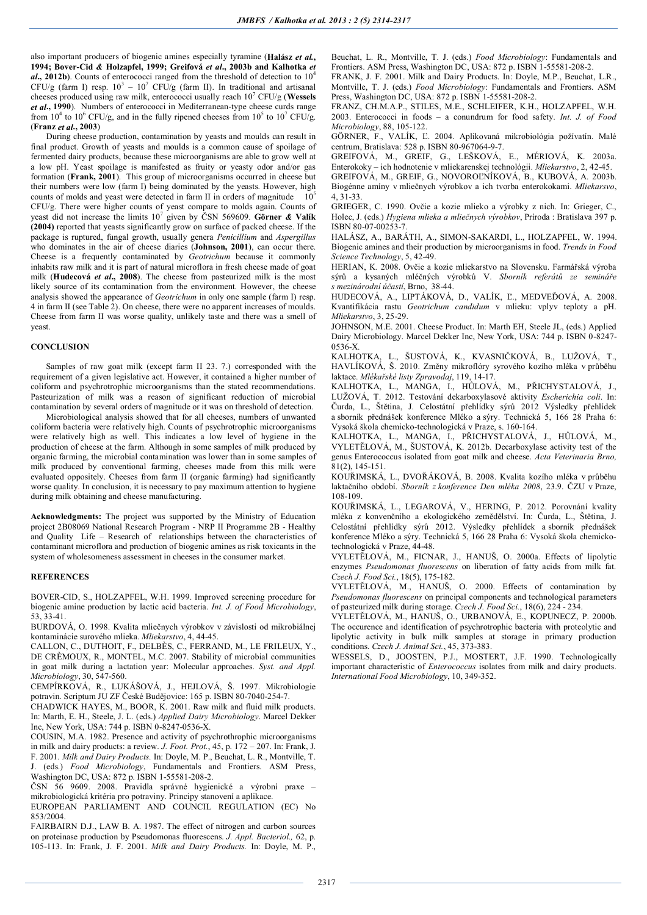also important producers of biogenic amines especially tyramine (**Halász *et al.*, 1994; Bover-Cid *&* Holzapfel, 1999; Greifová *et al*., 2003b and Kalhotka *et al*., 2012b**). Counts of enterococci ranged from the threshold of detection to $10^4$ CFU/g (farm I) resp. $10^3$ – $10^7$ CFU/g (farm II). In traditional and artisanal cheeses produced using raw milk, enterococci usually reach $10^7$ CFU/g (**Wessels *et al*., 1990**). Numbers of enterococci in Mediterranean-type cheese curds range from $10^4$ to $10^6$ CFU/g, and in the fully ripened cheeses from $10^5$ to $10^7$ CFU/g. (**Franz *et al*., 2003**)

During cheese production, contamination by yeasts and moulds can result in final product. Growth of yeasts and moulds is a common cause of spoilage of fermented dairy products, because these microorganisms are able to grow well at a low pH. Yeast spoilage is manifested as fruity or yeasty odor and/or gas formation (**Frank, 2001**). This group of microorganisms occurred in cheese but their numbers were low (farm I) being dominated by the yeasts. However, high counts of molds and yeast were detected in farm II in orders of magnitude $10^5$ CFU/g. There were higher counts of yeast compare to molds again. Counts of yeast did not increase the limits $10^7$ given by ČSN 569609. **Görner *&* Valík (2004)** reported that yeasts significantly grow on surface of packed cheese. If the package is ruptured, fungal growth, usually genera *Penicillium* and *Aspergillus* who dominates in the air of cheese diaries (**Johnson, 2001**), can occur there. Cheese is a frequently contaminated by *Geotrichum* because it commonly inhabits raw milk and it is part of natural microflora in fresh cheese made of goat milk (**Hudecová *et al*., 2008**). The cheese from pasteurized milk is the most likely source of its contamination from the environment. However, the cheese analysis showed the appearance of *Geotrichum* in only one sample (farm I) resp. 4 in farm II (see Table 2). On cheese, there were no apparent increases of moulds. Cheese from farm II was worse quality, unlikely taste and there was a smell of yeast.

## CONCLUSION

Samples of raw goat milk (except farm II 23. 7.) corresponded with the requirement of a given legislative act. However, it contained a higher number of coliform and psychrotrophic microorganisms than the stated recommendations. Pasteurization of milk was a reason of significant reduction of microbial contamination by several orders of magnitude or it was on threshold of detection.

Microbiological analysis showed that for all cheeses, numbers of unwanted coliform bacteria were relatively high. Counts of psychrotrophic microorganisms were relatively high as well. This indicates a low level of hygiene in the production of cheese at the farm. Although in some samples of milk produced by organic farming, the microbial contamination was lower than in some samples of milk produced by conventional farming, cheeses made from this milk were evaluated oppositely. Cheeses from farm II (organic farming) had significantly worse quality. In conclusion, it is necessary to pay maximum attention to hygiene during milk obtaining and cheese manufacturing.

**Acknowledgments:** The project was supported by the Ministry of Education project 2B08069 National Research Program - NRP II Programme 2B - Healthy and Quality Life – Research of relationships between the characteristics of contaminant microflora and production of biogenic amines as risk toxicants in the system of wholesomeness assessment in cheeses in the consumer market.

## REFERENCES

BOVER-CID, S., HOLZAPFEL, W.H. 1999. Improved screening procedure for biogenic amine production by lactic acid bacteria. *Int. J. of Food Microbiology*, 53, 33-41.

BURDOVÁ, O. 1998. Kvalita mliečnych výrobkov v závislosti od mikrobiálnej kontaminácie surového mlieka. *Mliekarstvo*, 4, 44-45.

CALLON, C., DUTHOIT, F., DELBÈS, C., FERRAND, M., LE FRILEUX, Y., DE CRÉMOUX, R., MONTEL, M.C. 2007. Stability of microbial communities in goat milk during a lactation year: Molecular approaches. *Syst. and Appl. Microbiology*, 30, 547-560.

CEMPÍRKOVÁ, R., LUKÁŠOVÁ, J., HEJLOVÁ, Š. 1997. Mikrobiologie potravin. Scriptum JU ZF České Budějovice: 165 p. ISBN 80-7040-254-7.

CHADWICK HAYES, M., BOOR, K. 2001. Raw milk and fluid milk products. In: Marth, E. H., Steele, J. L. (eds.) *Applied Dairy Microbiology*. Marcel Dekker Inc, New York, USA: 744 p. ISBN 0-8247-0536-X.

COUSIN, M.A. 1982. Presence and activity of psychrothrophic microorganisms in milk and dairy products: a review. *J. Foot. Prot.*, 45, p. 172 – 207. In: Frank, J. F. 2001. *Milk and Dairy Products.* In: Doyle, M. P., Beuchat, L. R., Montville, T. J. (eds.) *Food Microbiology*, Fundamentals and Frontiers. ASM Press, Washington DC, USA: 872 p. ISBN 1-55581-208-2.

ČSN 56 9609. 2008. Pravidla správné hygienické a výrobní praxe – mikrobiologická kritéria pro potraviny. Principy stanovení a aplikace.

EUROPEAN PARLIAMENT AND COUNCIL REGULATION (EC) No 853/2004.

FAIRBAIRN D.J., LAW B. A. 1987. The effect of nitrogen and carbon sources on proteinase production by Pseudomonas fluorescens. *J. Appl. Bacteriol.,* 62, p. 105-113. In: Frank, J. F. 2001. *Milk and Dairy Products.* In: Doyle, M. P., Beuchat, L. R., Montville, T. J. (eds.) *Food Microbiology*: Fundamentals and Frontiers. ASM Press, Washington DC, USA: 872 p. ISBN 1-55581-208-2.

FRANK, J. F. 2001. Milk and Dairy Products. In: Doyle, M.P., Beuchat, L.R., Montville, T. J. (eds.) *Food Microbiology*: Fundamentals and Frontiers. ASM Press, Washington DC, USA: 872 p. ISBN 1-55581-208-2.

FRANZ, CH.M.A.P., STILES, M.E., SCHLEIFER, K.H., HOLZAPFEL, W.H. 2003. Enterococci in foods – a conundrum for food safety. *Int. J. of Food Microbiology*, 88, 105-122.

GÖRNER, F., VALÍK, Ľ. 2004. Aplikovaná mikrobiológia požívatín. Malé centrum, Bratislava: 528 p. ISBN 80-967064-9-7.

GREIFOVÁ, M., GREIF, G., LEŠKOVÁ, E., MÉRIOVÁ, K. 2003a. Enterokoky – ich hodnotenie v mliekarenskej technológii. *Mliekarstvo*, 2, 42-45.

GREIFOVÁ, M., GREIF, G., NOVOROĽNÍKOVÁ, B., KUBOVÁ, A. 2003b. Biogénne amíny v mliečnych výrobkov a ich tvorba enterokokami. *Mliekarsvo*, 4, 31-33.

GRIEGER, C. 1990. Ovčie a kozie mlieko a výrobky z nich. In: Grieger, C., Holec, J. (eds.) *Hygiena mlieka a mliečnych výrobkov*, Príroda : Bratislava 397 p. ISBN 80-07-00253-7.

HALÁSZ, A., BARÁTH, A., SIMON-SAKARDI, L., HOLZAPFEL, W. 1994. Biogenic amines and their production by microorganisms in food. *Trends in Food Science Technology*, 5, 42-49.

HERIAN, K. 2008. Ovčie a kozie mliekarstvo na Slovensku. Farmářská výroba sýrů a kysaných mléčných výrobků V. *Sborník referátů ze semináře s mezinárodní účastí*, Brno, 38-44.

HUDECOVÁ, A., LIPTÁKOVÁ, D., VALÍK, Ľ., MEDVEĎOVÁ, A. 2008. Kvantifikácia rastu *Geotrichum candidum* v mlieku: vplyv teploty a pH. *Mliekarstvo*, 3, 25-29.

JOHNSON, M.E. 2001. Cheese Product. In: Marth EH, Steele JL, (eds.) Applied Dairy Microbiology. Marcel Dekker Inc, New York, USA: 744 p. ISBN 0-8247-0536-X.

KALHOTKA, L., ŠUSTOVÁ, K., KVASNIČKOVÁ, B., LUŽOVÁ, T., HAVLÍKOVÁ, Š. 2010. Změny mikroflóry syrového kozího mléka v průběhu laktace. *Mlékařské listy Zpravodaj*, 119, 14-17.

KALHOTKA, L., MANGA, I., HŮLOVÁ, M., PŘICHYSTALOVÁ, J., LUŽOVÁ, T. 2012. Testování dekarboxylasové aktivity *Escherichia coli*. In: Čurda, L., Štětina, J. Celostátní přehlídky sýrů 2012 Výsledky přehlídek a sborník přednášek konference Mléko a sýry. Technická 5, 166 28 Praha 6: Vysoká škola chemicko-technologická v Praze, s. 160-164.

KALHOTKA, L., MANGA, I., PŘICHYSTALOVÁ, J., HŮLOVÁ, M., VYLETĚLOVÁ, M., ŠUSTOVÁ, K. 2012b. Decarboxylase activity test of the genus Enterococcus isolated from goat milk and cheese. *Acta Veterinaria Brno,* 81(2), 145-151.

KOUŘIMSKÁ, L., DVOŘÁKOVÁ, B. 2008. Kvalita kozího mléka v průběhu laktačního období. *Sborník z konference Den mléka 2008*, 23.9. ČZU v Praze, 108-109.

KOUŘIMSKÁ, L., LEGAROVÁ, V., HERING, P. 2012. Porovnání kvality mléka z konvenčního a ekologického zemědělství. In: Čurda, L., Štětina, J. Celostátní přehlídky sýrů 2012. Výsledky přehlídek a sborník přednášek konference Mléko a sýry. Technická 5, 166 28 Praha 6: Vysoká škola chemicko-technologická v Praze, 44-48.

VYLETĚLOVÁ, M., FICNAR, J., HANUŠ, O. 2000a. Effects of lipolytic enzymes *Pseudomonas fluorescens* on liberation of fatty acids from milk fat. *Czech J. Food Sci.*, 18(5), 175-182.

VYLETĚLOVÁ, M., HANUŠ, O. 2000. Effects of contamination by *Pseudomonas fluorescens* on principal components and technological parameters of pasteurized milk during storage. *Czech J. Food Sci.*, 18(6), 224 - 234.

VYLETĚLOVÁ, M., HANUŠ, O., URBANOVÁ, E., KOPUNECZ, P. 2000b. The occurence and identification of psychrotrophic bacteria with proteolytic and lipolytic activity in bulk milk samples at storage in primary production conditions. *Czech J. Animal Sci.*, 45, 373-383.

WESSELS, D., JOOSTEN, P.J., MOSTERT, J.F. 1990. Technologically important characteristic of *Enterococcus* isolates from milk and dairy products. *International Food Microbiology*, 10, 349-352.